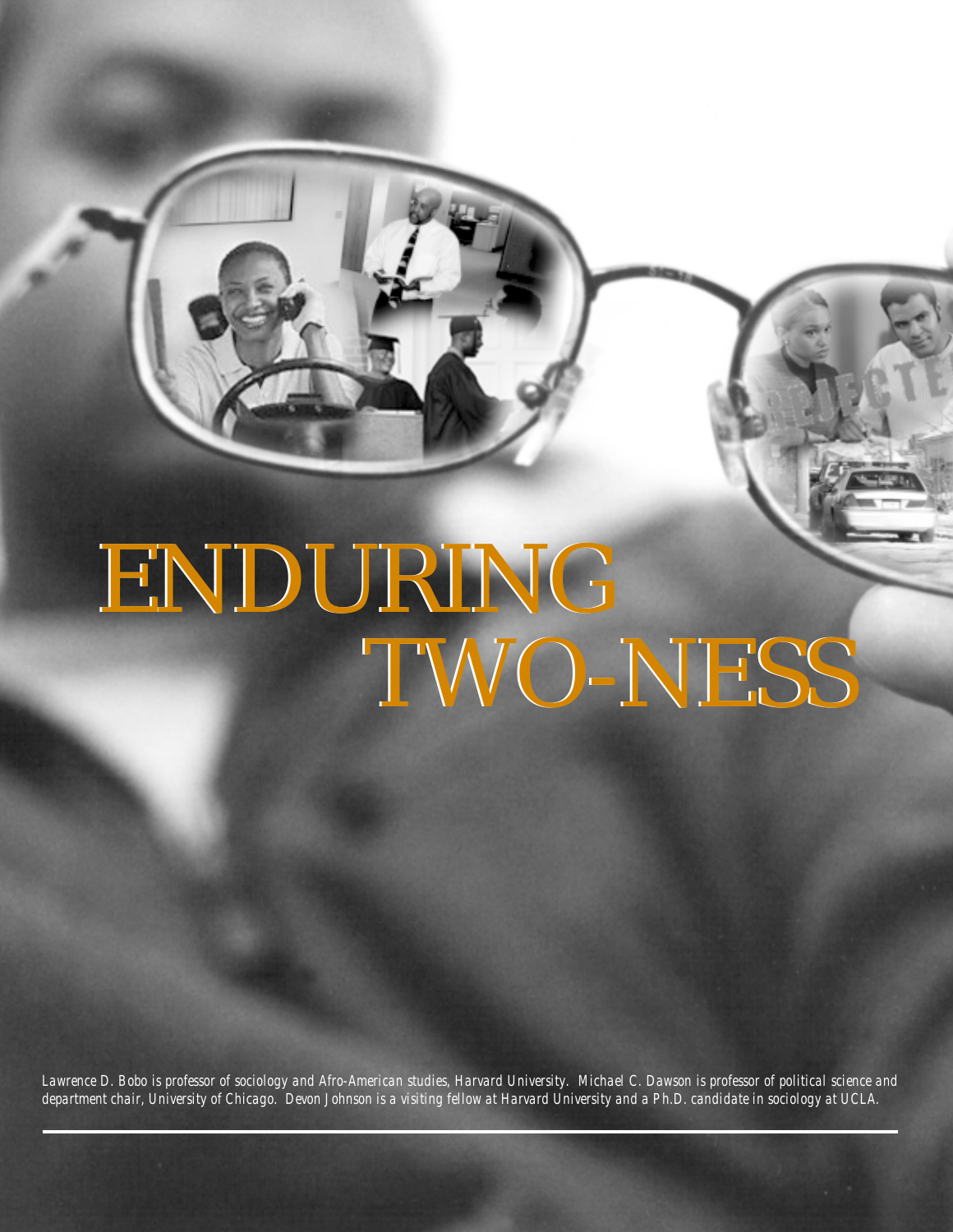# ENDURING TWO-NESS

*Lawrence D. Bobo is professor of sociology and Afro-American studies, Harvard University. Michael C. Dawson is professor of political science and department chair, University of Chicago. Devon Johnson is a visiting fellow at Harvard University and a Ph.D. candidate in sociology at UCLA.*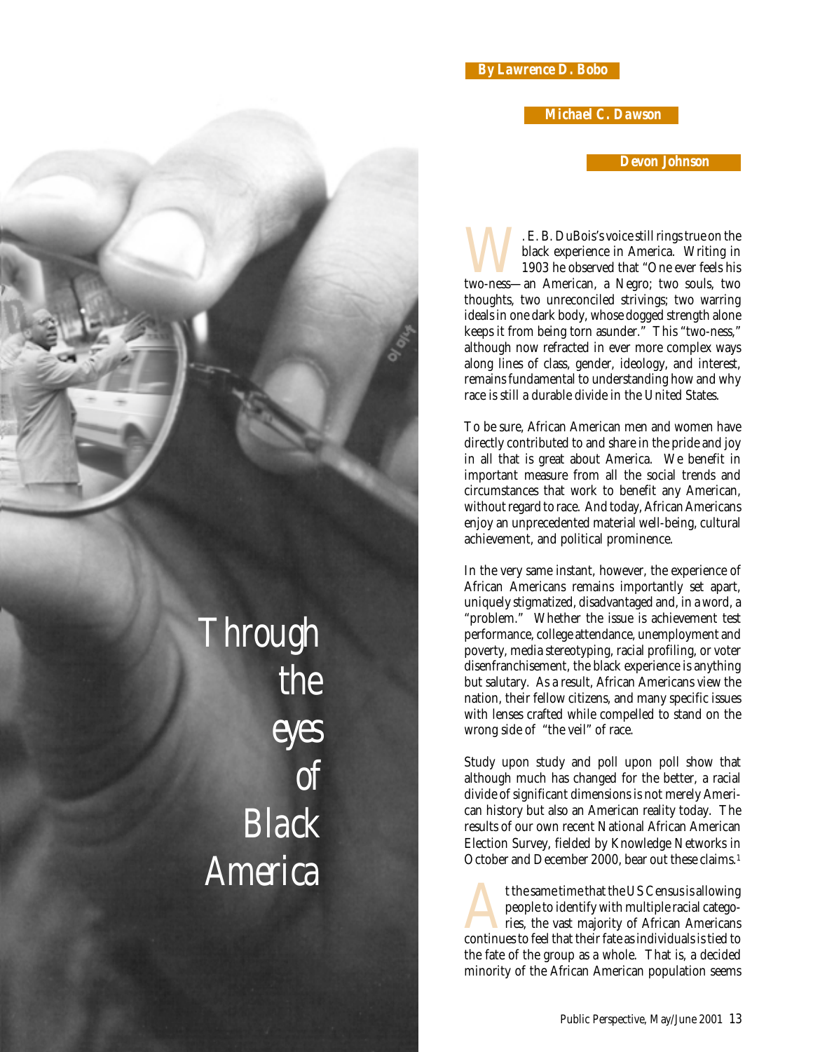# Through the eyes of Black America

**By Lawrence D. Bobo**

**Michael C. Dawson**

**Devon Johnson**

W. E. B. DuBois's voice still rings true on the black experience in America. Writing in 1903 he observed that "One ever feels his two-ness—an American, a Negro; two souls, two thoughts, two unreconciled strivings; two warring ideals in one dark body, whose dogged strength alone keeps it from being torn asunder." This "two-ness," although now refracted in ever more complex ways along lines of class, gender, ideology, and interest, remains fundamental to understanding how and why race is still a durable divide in the United States.

To be sure, African American men and women have directly contributed to and share in the pride and joy in all that is great about America. We benefit in important measure from all the social trends and circumstances that work to benefit any American, without regard to race. And today, African Americans enjoy an unprecedented material well-being, cultural achievement, and political prominence.

In the very same instant, however, the experience of African Americans remains importantly set apart, uniquely stigmatized, disadvantaged and, in a word, a "problem." Whether the issue is achievement test performance, college attendance, unemployment and poverty, media stereotyping, racial profiling, or voter disenfranchisement, the black experience is anything but salutary. As a result, African Americans view the nation, their fellow citizens, and many specific issues with lenses crafted while compelled to stand on the wrong side of "the veil" of race.

Study upon study and poll upon poll show that although much has changed for the better, a racial divide of significant dimensions is not merely American history but also an American reality today. The results of our own recent National African American Election Survey, fielded by Knowledge Networks in October and December 2000, bear out these claims.[1]

At the same time that the US Census is allowing people to identify with multiple racial categories, the vast majority of African Americans continues to feel that their fate as individuals is tied to the fate of the group as a whole. That is, a decided minority of the African American population seems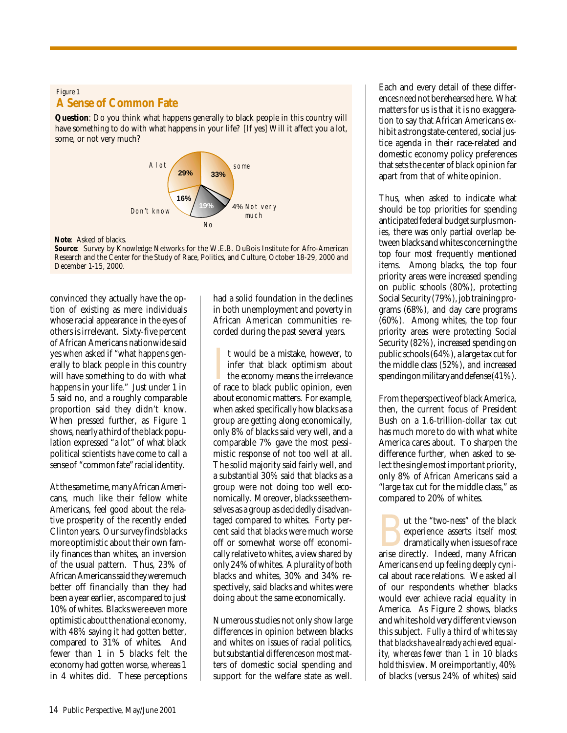*Figure 1*

**A Sense of Common Fate**

**Question**: Do you think what happens generally to black people in this country will have something to do with what happens in your life? [If yes] Will it affect you a lot, some, or not very much?

| Response | Percent |
|---|---|
| A lot | 29% |
| some | 33% |
| Not very much | 4% |
| No | 19% |
| Don't know | 16% |

**Note**: Asked of blacks.

**Source**: Survey by Knowledge Networks for the W.E.B. DuBois Institute for Afro-American Research and the Center for the Study of Race, Politics, and Culture, October 18-29, 2000 and December 1-15, 2000.

convinced they actually have the option of existing as mere individuals whose racial appearance in the eyes of others is irrelevant. Sixty-five percent of African Americans nationwide said yes when asked if "what happens generally to black people in this country will have something to do with what happens in your life." Just under 1 in 5 said no, and a roughly comparable proportion said they didn't know. When pressed further, as Figure 1 shows, nearly a third of the black population expressed "a lot" of what black political scientists have come to call a sense of "common fate" racial identity.

At the same time, many African Americans, much like their fellow white Americans, feel good about the relative prosperity of the recently ended Clinton years. Our survey finds blacks more optimistic about their own family finances than whites, an inversion of the usual pattern. Thus, 23% of African Americans said they were much better off financially than they had been a year earlier, as compared to just 10% of whites. Blacks were even more optimistic about the national economy, with 48% saying it had gotten better, compared to 31% of whites. And fewer than 1 in 5 blacks felt the economy had gotten worse, whereas 1 in 4 whites did. These perceptions had a solid foundation in the declines in both unemployment and poverty in African American communities recorded during the past several years.

It would be a mistake, however, to infer that black optimism about the economy means the irrelevance of race to black public opinion, even about economic matters. For example, when asked specifically how blacks as a group are getting along economically, only 8% of blacks said very well, and a comparable 7% gave the most pessimistic response of not too well at all. The solid majority said fairly well, and a substantial 30% said that blacks as a group were not doing too well economically. Moreover, blacks see themselves as a group as decidedly disadvantaged compared to whites. Forty percent said that blacks were much worse off or somewhat worse off economically relative to whites, a view shared by only 24% of whites. A plurality of both blacks and whites, 30% and 34% respectively, said blacks and whites were doing about the same economically.

Numerous studies not only show large differences in opinion between blacks and whites on issues of racial politics, but substantial differences on most matters of domestic social spending and support for the welfare state as well. Each and every detail of these differences need not be rehearsed here. What matters for us is that it is no exaggeration to say that African Americans exhibit a strong state-centered, social justice agenda in their race-related and domestic economy policy preferences that sets the center of black opinion far apart from that of white opinion.

Thus, when asked to indicate what should be top priorities for spending anticipated federal budget surplus monies, there was only partial overlap between blacks and whites concerning the top four most frequently mentioned items. Among blacks, the top four priority areas were increased spending on public schools (80%), protecting Social Security (79%), job training programs (68%), and day care programs (60%). Among whites, the top four priority areas were protecting Social Security (82%), increased spending on public schools (64%), a large tax cut for the middle class (52%), and increased spending on military and defense (41%).

From the perspective of black America, then, the current focus of President Bush on a 1.6-trillion-dollar tax cut has much more to do with what white America cares about. To sharpen the difference further, when asked to select the single most important priority, only 8% of African Americans said a "large tax cut for the middle class," as compared to 20% of whites.

But the "two-ness" of the black experience asserts itself most dramatically when issues of race arise directly. Indeed, many African Americans end up feeling deeply cynical about race relations. We asked all of our respondents whether blacks would ever achieve racial equality in America. As Figure 2 shows, blacks and whites hold very different views on this subject. *Fully a third of whites say that blacks have already achieved equality, whereas fewer than 1 in 10 blacks hold this view.* More importantly, 40% of blacks (versus 24% of whites) said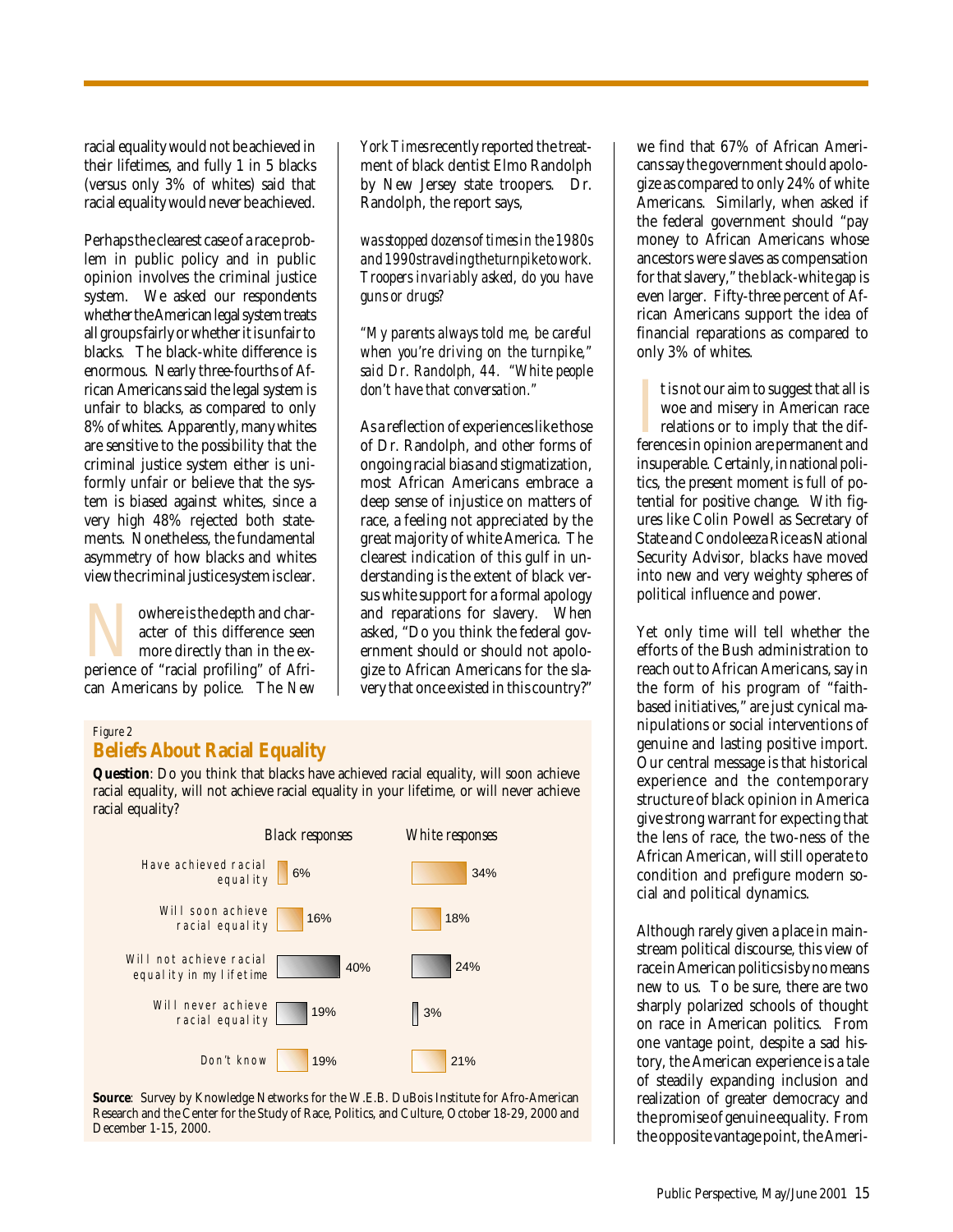racial equality would not be achieved in their lifetimes, and fully 1 in 5 blacks (versus only 3% of whites) said that racial equality would never be achieved.

Perhaps the clearest case of a race problem in public policy and in public opinion involves the criminal justice system. We asked our respondents whether the American legal system treats all groups fairly or whether it is unfair to blacks. The black-white difference is enormous. Nearly three-fourths of African Americans said the legal system is unfair to blacks, as compared to only 8% of whites. Apparently, many whites are sensitive to the possibility that the criminal justice system either is uniformly unfair or believe that the system is biased against whites, since a very high 48% rejected both statements. Nonetheless, the fundamental asymmetry of how blacks and whites view the criminal justice system is clear.

Nowhere is the depth and character of this difference seen more directly than in the experience of "racial profiling" of African Americans by police. The *New York Times* recently reported the treatment of black dentist Elmo Randolph by New Jersey state troopers. Dr. Randolph, the report says,

*was stopped dozens of times in the 1980s and 1990s traveling the turnpike to work. Troopers invariably asked, do you have guns or drugs?*

*"My parents always told me, be careful when you're driving on the turnpike," said Dr. Randolph, 44. "White people don't have that conversation."*

As a reflection of experiences like those of Dr. Randolph, and other forms of ongoing racial bias and stigmatization, most African Americans embrace a deep sense of injustice on matters of race, a feeling not appreciated by the great majority of white America. The clearest indication of this gulf in understanding is the extent of black versus white support for a formal apology and reparations for slavery. When asked, "Do you think the federal government should or should not apologize to African Americans for the slavery that once existed in this country?" we find that 67% of African Americans say the government should apologize as compared to only 24% of white Americans. Similarly, when asked if the federal government should "pay money to African Americans whose ancestors were slaves as compensation for that slavery," the black-white gap is even larger. Fifty-three percent of African Americans support the idea of financial reparations as compared to only 3% of whites.

It is not our aim to suggest that all is woe and misery in American race relations or to imply that the differences in opinion are permanent and insuperable. Certainly, in national politics, the present moment is full of potential for positive change. With figures like Colin Powell as Secretary of State and Condoleeza Rice as National Security Advisor, blacks have moved into new and very weighty spheres of political influence and power.

Yet only time will tell whether the efforts of the Bush administration to reach out to African Americans, say in the form of his program of "faith-based initiatives," are just cynical manipulations or social interventions of genuine and lasting positive import. Our central message is that historical experience and the contemporary structure of black opinion in America give strong warrant for expecting that the lens of race, the two-ness of the African American, will still operate to condition and prefigure modern social and political dynamics.

Although rarely given a place in mainstream political discourse, this view of race in American politics is by no means new to us. To be sure, there are two sharply polarized schools of thought on race in American politics. From one vantage point, despite a sad history, the American experience is a tale of steadily expanding inclusion and realization of greater democracy and the promise of genuine equality. From the opposite vantage point, the Ameri-

*Figure 2*

## Beliefs About Racial Equality

**Question**: Do you think that blacks have achieved racial equality, will soon achieve racial equality, will not achieve racial equality in your lifetime, or will never achieve racial equality?

| | Black responses | White responses |
|---|---|---|
| Have achieved racial equality | 6% | 34% |
| Will soon achieve racial equality | 16% | 18% |
| Will not achieve racial equality in my lifetime | 40% | 24% |
| Will never achieve racial equality | 19% | 3% |
| Don't know | 19% | 21% |

**Source**: Survey by Knowledge Networks for the W.E.B. DuBois Institute for Afro-American Research and the Center for the Study of Race, Politics, and Culture, October 18-29, 2000 and December 1-15, 2000.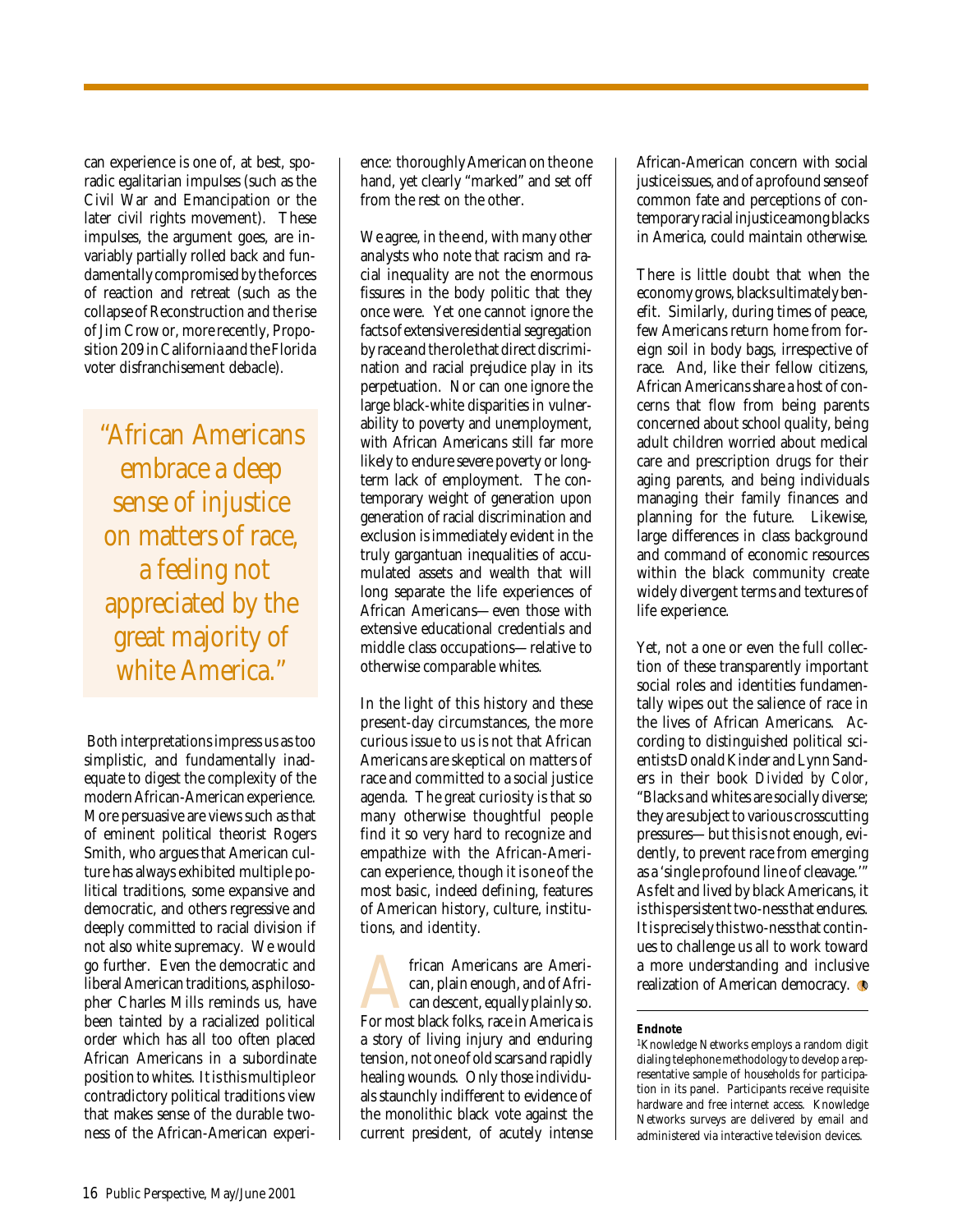can experience is one of, at best, sporadic egalitarian impulses (such as the Civil War and Emancipation or the later civil rights movement). These impulses, the argument goes, are invariably partially rolled back and fundamentally compromised by the forces of reaction and retreat (such as the collapse of Reconstruction and the rise of Jim Crow or, more recently, Proposition 209 in California and the Florida voter disfranchisement debacle).

> "African Americans embrace a deep sense of injustice on matters of race, a feeling not appreciated by the great majority of white America."

Both interpretations impress us as too simplistic, and fundamentally inadequate to digest the complexity of the modern African-American experience. More persuasive are views such as that of eminent political theorist Rogers Smith, who argues that American culture has always exhibited multiple political traditions, some expansive and democratic, and others regressive and deeply committed to racial division if not also white supremacy. We would go further. Even the democratic and liberal American traditions, as philosopher Charles Mills reminds us, have been tainted by a racialized political order which has all too often placed African Americans in a subordinate position to whites. It is this multiple or contradictory political traditions view that makes sense of the durable two-ness of the African-American experience: thoroughly American on the one hand, yet clearly "marked" and set off from the rest on the other.

We agree, in the end, with many other analysts who note that racism and racial inequality are not the enormous fissures in the body politic that they once were. Yet one cannot ignore the facts of extensive residential segregation by race and the role that direct discrimination and racial prejudice play in its perpetuation. Nor can one ignore the large black-white disparities in vulnerability to poverty and unemployment, with African Americans still far more likely to endure severe poverty or long-term lack of employment. The contemporary weight of generation upon generation of racial discrimination and exclusion is immediately evident in the truly gargantuan inequalities of accumulated assets and wealth that will long separate the life experiences of African Americans—even those with extensive educational credentials and middle class occupations—relative to otherwise comparable whites.

In the light of this history and these present-day circumstances, the more curious issue to us is not that African Americans are skeptical on matters of race and committed to a social justice agenda. The great curiosity is that so many otherwise thoughtful people find it so very hard to recognize and empathize with the African-American experience, though it is one of the most basic, indeed defining, features of American history, culture, institutions, and identity.

African Americans are American, plain enough, and of African descent, equally plainly so. For most black folks, race in America is a story of living injury and enduring tension, not one of old scars and rapidly healing wounds. Only those individuals staunchly indifferent to evidence of the monolithic black vote against the current president, of acutely intense African-American concern with social justice issues, and of a profound sense of common fate and perceptions of contemporary racial injustice among blacks in America, could maintain otherwise.

There is little doubt that when the economy grows, blacks ultimately benefit. Similarly, during times of peace, few Americans return home from foreign soil in body bags, irrespective of race. And, like their fellow citizens, African Americans share a host of concerns that flow from being parents concerned about school quality, being adult children worried about medical care and prescription drugs for their aging parents, and being individuals managing their family finances and planning for the future. Likewise, large differences in class background and command of economic resources within the black community create widely divergent terms and textures of life experience.

Yet, not a one or even the full collection of these transparently important social roles and identities fundamentally wipes out the salience of race in the lives of African Americans. According to distinguished political scientists Donald Kinder and Lynn Sanders in their book *Divided by Color*, "Blacks and whites are socially diverse; they are subject to various crosscutting pressures—but this is not enough, evidently, to prevent race from emerging as a 'single profound line of cleavage.'" As felt and lived by black Americans, it is this persistent two-ness that endures. It is precisely this two-ness that continues to challenge us all to work toward a more understanding and inclusive realization of American democracy.

**Endnote**

[1] Knowledge Networks employs a random digit dialing telephone methodology to develop a representative sample of households for participation in its panel. Participants receive requisite hardware and free internet access. Knowledge Networks surveys are delivered by email and administered via interactive television devices.